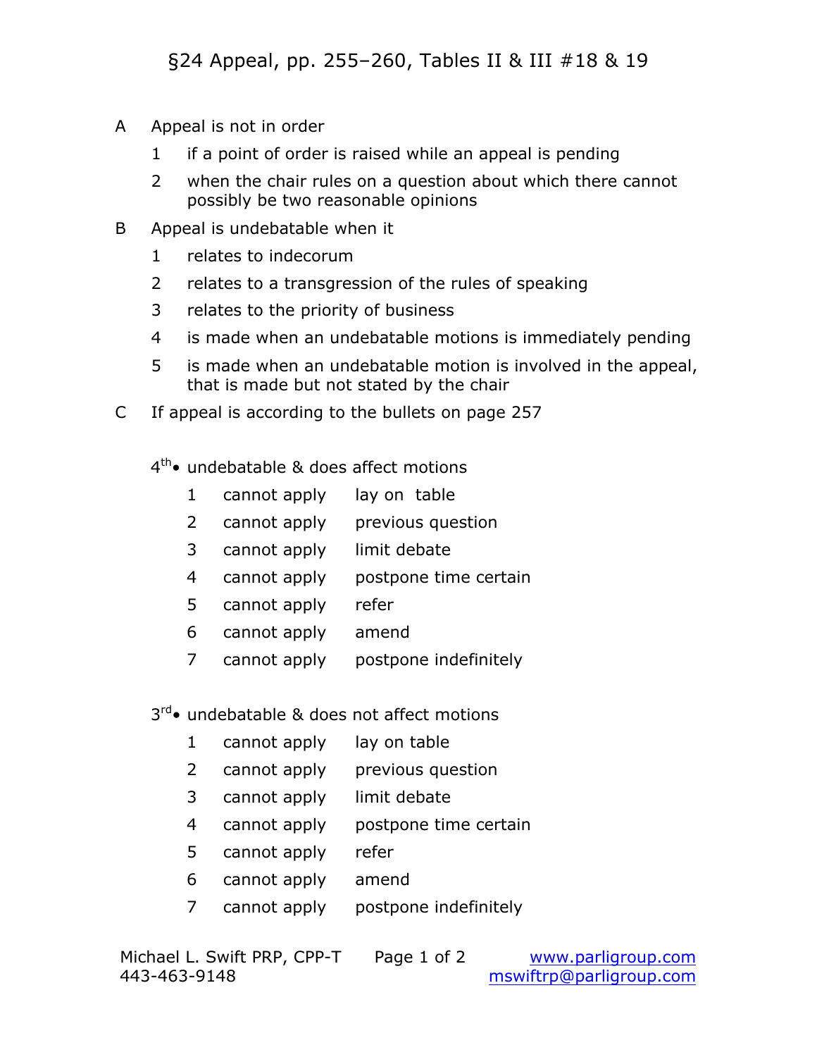# §24 Appeal, pp. 255–260, Tables II & III #18 & 19

A  Appeal is not in order

  1  if a point of order is raised while an appeal is pending

  2  when the chair rules on a question about which there cannot possibly be two reasonable opinions

B  Appeal is undebatable when it

  1  relates to indecorum

  2  relates to a transgression of the rules of speaking

  3  relates to the priority of business

  4  is made when an undebatable motions is immediately pending

  5  is made when an undebatable motion is involved in the appeal, that is made but not stated by the chair

C  If appeal is according to the bullets on page 257

4th• undebatable & does affect motions

| | | |
|---|---|---|
| 1 | cannot apply | lay on table |
| 2 | cannot apply | previous question |
| 3 | cannot apply | limit debate |
| 4 | cannot apply | postpone time certain |
| 5 | cannot apply | refer |
| 6 | cannot apply | amend |
| 7 | cannot apply | postpone indefinitely |

3rd• undebatable & does not affect motions

| | | |
|---|---|---|
| 1 | cannot apply | lay on table |
| 2 | cannot apply | previous question |
| 3 | cannot apply | limit debate |
| 4 | cannot apply | postpone time certain |
| 5 | cannot apply | refer |
| 6 | cannot apply | amend |
| 7 | cannot apply | postpone indefinitely |

Michael L. Swift PRP, CPP-T
443-463-9148

www.parligroup.com
mswiftrp@parligroup.com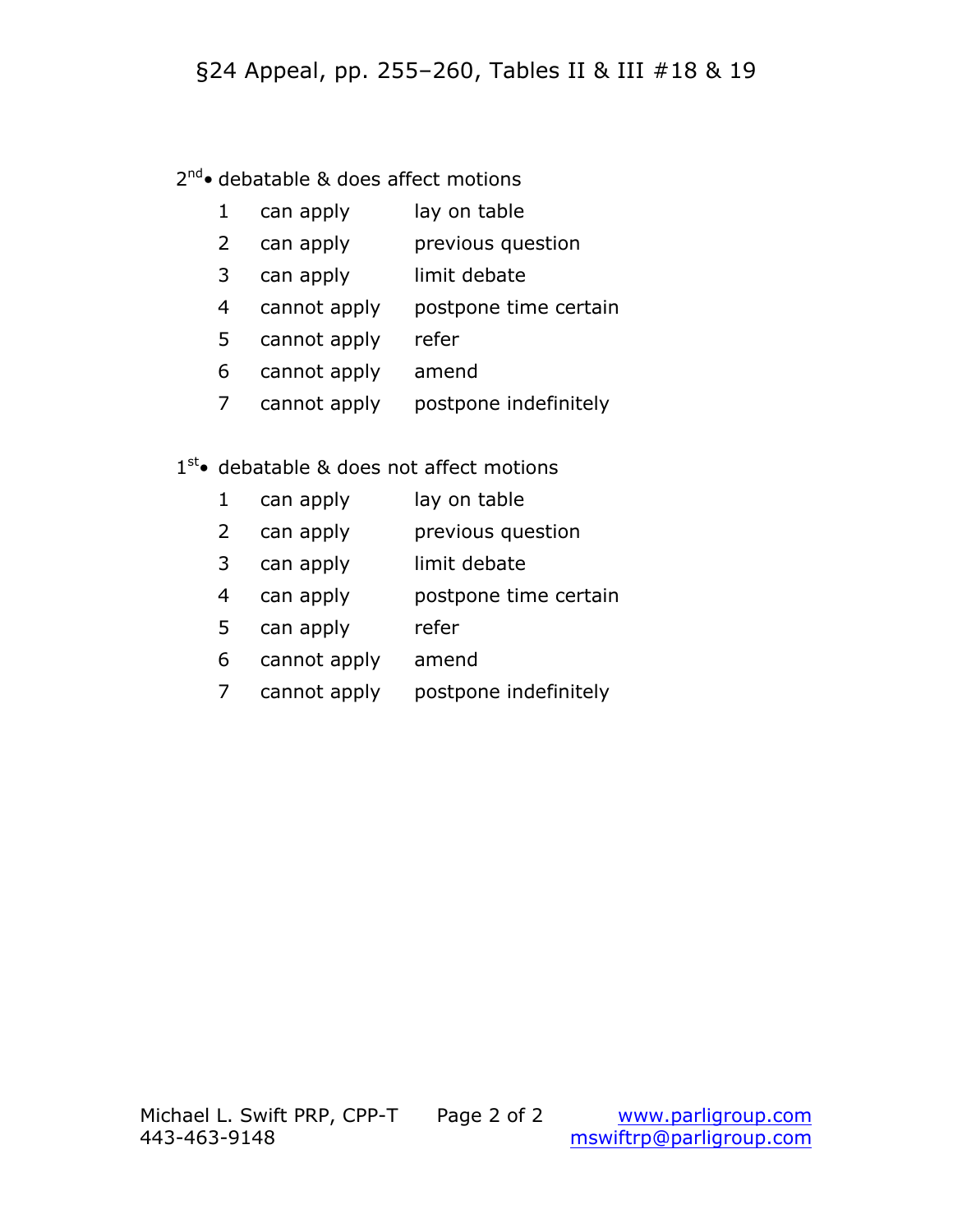# §24 Appeal, pp. 255–260, Tables II & III #18 & 19

2nd • debatable & does affect motions

| | | |
|---|---|---|
| 1 | can apply | lay on table |
| 2 | can apply | previous question |
| 3 | can apply | limit debate |
| 4 | cannot apply | postpone time certain |
| 5 | cannot apply | refer |
| 6 | cannot apply | amend |
| 7 | cannot apply | postpone indefinitely |

1st • debatable & does not affect motions

| | | |
|---|---|---|
| 1 | can apply | lay on table |
| 2 | can apply | previous question |
| 3 | can apply | limit debate |
| 4 | can apply | postpone time certain |
| 5 | can apply | refer |
| 6 | cannot apply | amend |
| 7 | cannot apply | postpone indefinitely |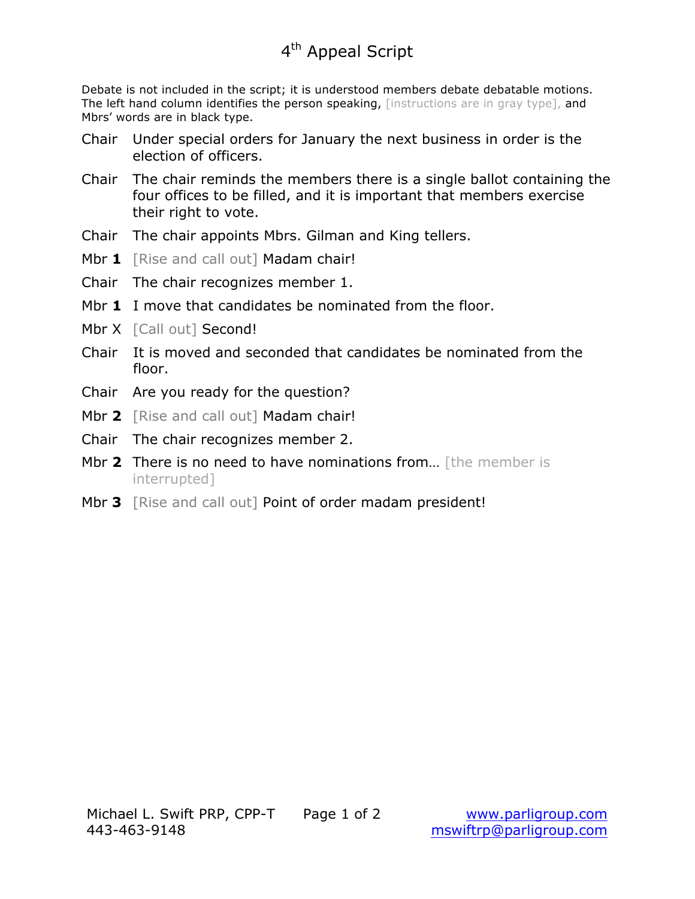# 4th Appeal Script

Debate is not included in the script; it is understood members debate debatable motions. The left hand column identifies the person speaking, [instructions are in gray type], and Mbrs' words are in black type.

| | |
|---|---|
| Chair | Under special orders for January the next business in order is the election of officers. |
| Chair | The chair reminds the members there is a single ballot containing the four offices to be filled, and it is important that members exercise their right to vote. |
| Chair | The chair appoints Mbrs. Gilman and King tellers. |
| Mbr **1** | [Rise and call out] Madam chair! |
| Chair | The chair recognizes member 1. |
| Mbr **1** | I move that candidates be nominated from the floor. |
| Mbr X | [Call out] Second! |
| Chair | It is moved and seconded that candidates be nominated from the floor. |
| Chair | Are you ready for the question? |
| Mbr **2** | [Rise and call out] Madam chair! |
| Chair | The chair recognizes member 2. |
| Mbr **2** | There is no need to have nominations from… [the member is interrupted] |
| Mbr **3** | [Rise and call out] Point of order madam president! |

Michael L. Swift PRP, CPP-T
443-463-9148

www.parligroup.com
mswiftrp@parligroup.com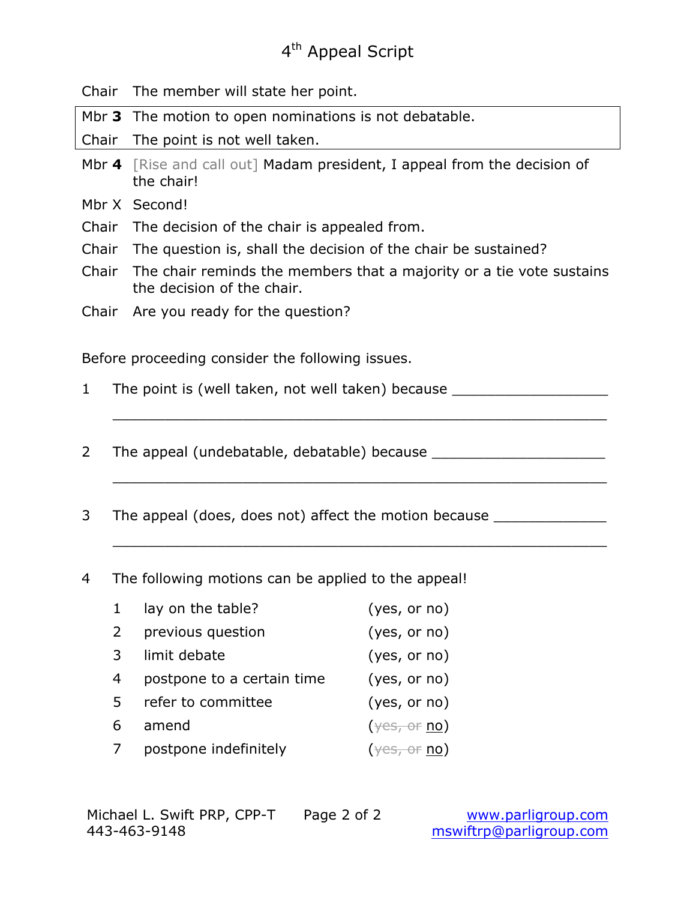# 4th Appeal Script

Chair The member will state her point.

| | |
|---|---|
| Mbr **3** | The motion to open nominations is not debatable. |
| Chair | The point is not well taken. |

Mbr **4** [Rise and call out] Madam president, I appeal from the decision of the chair!

Mbr X Second!

Chair The decision of the chair is appealed from.

Chair The question is, shall the decision of the chair be sustained?

Chair The chair reminds the members that a majority or a tie vote sustains the decision of the chair.

Chair Are you ready for the question?

Before proceeding consider the following issues.

1 The point is (well taken, not well taken) because ___________________

_____________________________________________________________

2 The appeal (undebatable, debatable) because _____________________

_____________________________________________________________

3 The appeal (does, does not) affect the motion because _____________

_____________________________________________________________

4 The following motions can be applied to the appeal!

| | | |
|---|---|---|
| 1 | lay on the table? | (yes, or no) |
| 2 | previous question | (yes, or no) |
| 3 | limit debate | (yes, or no) |
| 4 | postpone to a certain time | (yes, or no) |
| 5 | refer to committee | (yes, or no) |
| 6 | amend | (~~yes, or~~ <u>no</u>) |
| 7 | postpone indefinitely | (~~yes, or~~ <u>no</u>) |

Michael L. Swift PRP, CPP-T
443-463-9148

www.parligroup.com
mswiftrp@parligroup.com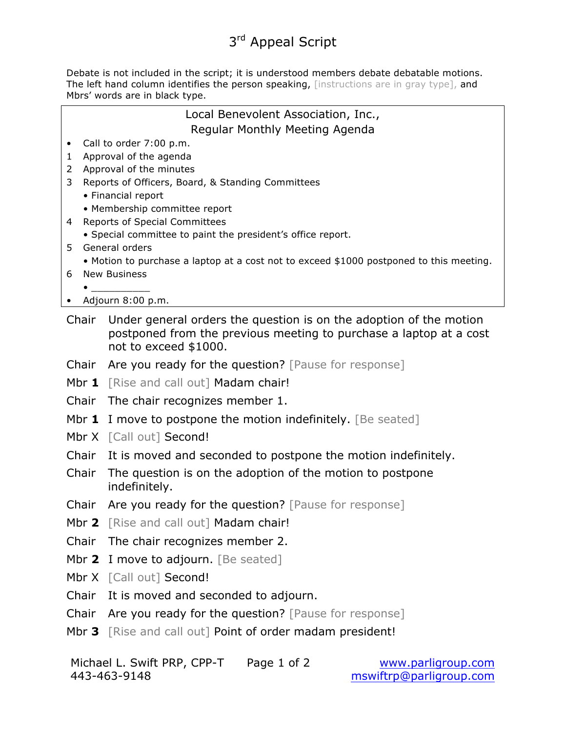# 3[rd] Appeal Script

Debate is not included in the script; it is understood members debate debatable motions. The left hand column identifies the person speaking, [instructions are in gray type], and Mbrs' words are in black type.

> **Local Benevolent Association, Inc.,**
> **Regular Monthly Meeting Agenda**
>
> - Call to order 7:00 p.m.
> 1. Approval of the agenda
> 2. Approval of the minutes
> 3. Reports of Officers, Board, & Standing Committees
>    - Financial report
>    - Membership committee report
> 4. Reports of Special Committees
>    - Special committee to paint the president's office report.
> 5. General orders
>    - Motion to purchase a laptop at a cost not to exceed $1000 postponed to this meeting.
> 6. New Business
>    - __________
> - Adjourn 8:00 p.m.

**Chair** Under general orders the question is on the adoption of the motion postponed from the previous meeting to purchase a laptop at a cost not to exceed $1000.

**Chair** Are you ready for the question? [Pause for response]

**Mbr 1** [Rise and call out] Madam chair!

**Chair** The chair recognizes member 1.

**Mbr 1** I move to postpone the motion indefinitely. [Be seated]

**Mbr X** [Call out] Second!

**Chair** It is moved and seconded to postpone the motion indefinitely.

**Chair** The question is on the adoption of the motion to postpone indefinitely.

**Chair** Are you ready for the question? [Pause for response]

**Mbr 2** [Rise and call out] Madam chair!

**Chair** The chair recognizes member 2.

**Mbr 2** I move to adjourn. [Be seated]

**Mbr X** [Call out] Second!

**Chair** It is moved and seconded to adjourn.

**Chair** Are you ready for the question? [Pause for response]

**Mbr 3** [Rise and call out] Point of order madam president!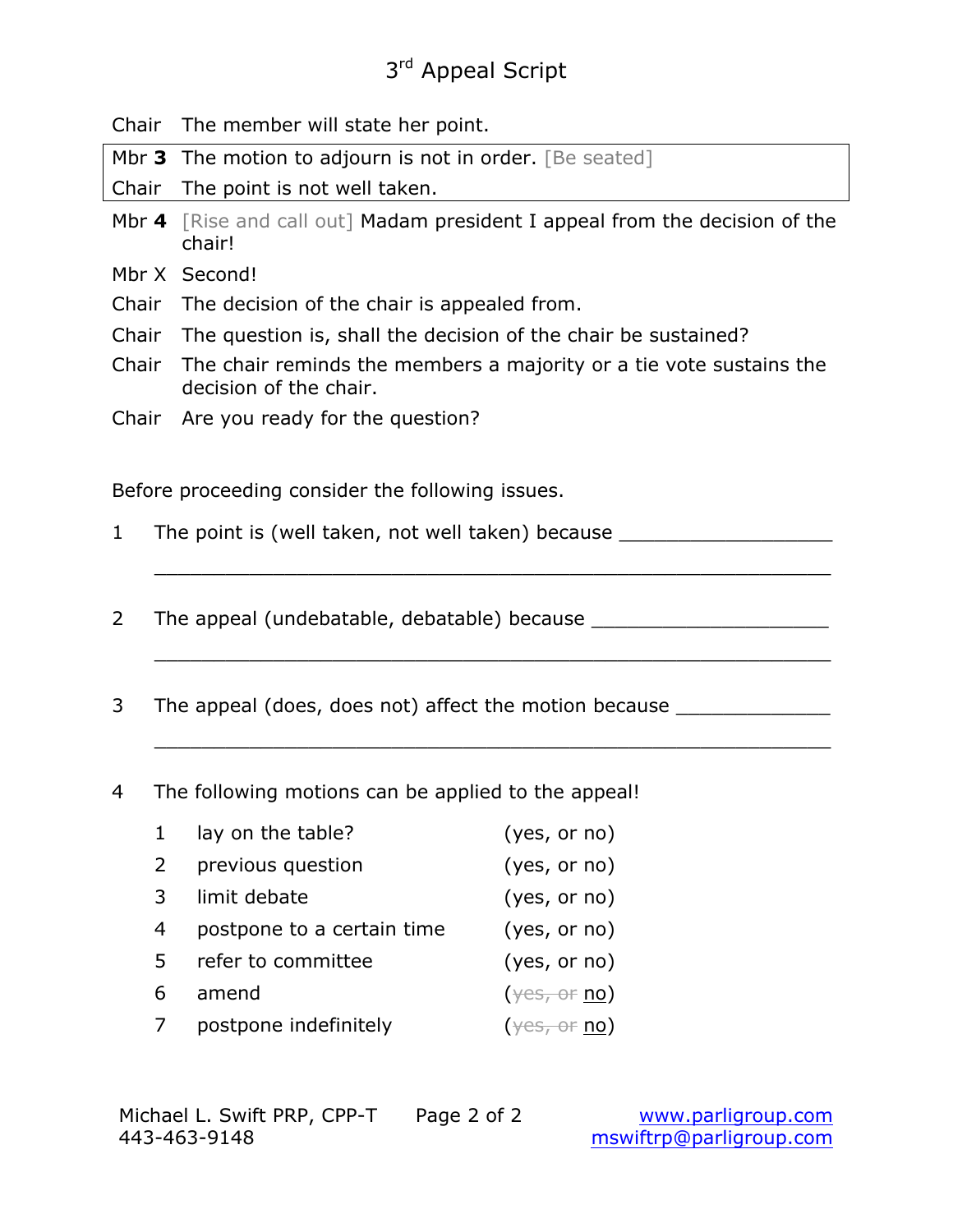# 3rd Appeal Script

| | |
|---|---|
| Chair | The member will state her point. |
| Mbr **3** | The motion to adjourn is not in order. [Be seated] |
| Chair | The point is not well taken. |
| Mbr **4** | [Rise and call out] Madam president I appeal from the decision of the chair! |
| Mbr X | Second! |
| Chair | The decision of the chair is appealed from. |
| Chair | The question is, shall the decision of the chair be sustained? |
| Chair | The chair reminds the members a majority or a tie vote sustains the decision of the chair. |
| Chair | Are you ready for the question? |

Before proceeding consider the following issues.

1. The point is (well taken, not well taken) because ____________________
   ____________________________________________________________

2. The appeal (undebatable, debatable) because ______________________
   ____________________________________________________________

3. The appeal (does, does not) affect the motion because ______________
   ____________________________________________________________

4. The following motions can be applied to the appeal!

| | | |
|---|---|---|
| 1 | lay on the table? | (yes, or no) |
| 2 | previous question | (yes, or no) |
| 3 | limit debate | (yes, or no) |
| 4 | postpone to a certain time | (yes, or no) |
| 5 | refer to committee | (yes, or no) |
| 6 | amend | (~~yes, or~~ no) |
| 7 | postpone indefinitely | (~~yes, or~~ no) |

Michael L. Swift PRP, CPP-T
443-463-9148

www.parligroup.com
mswiftrp@parligroup.com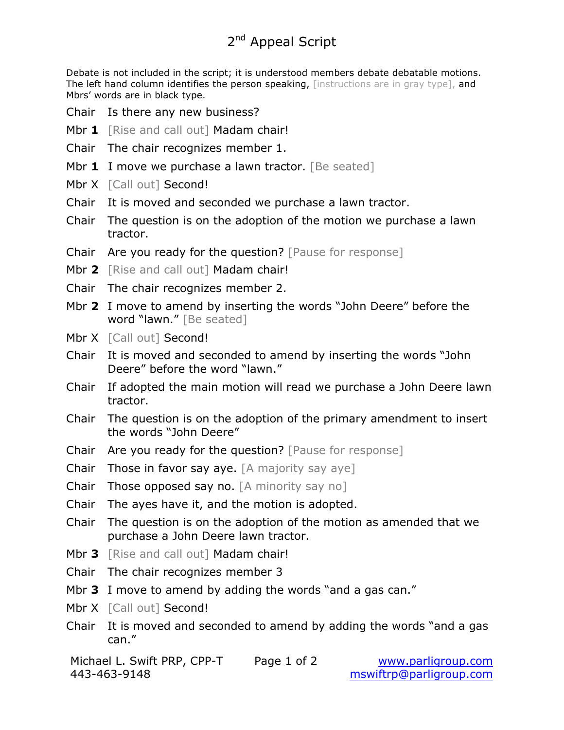# 2nd Appeal Script

Debate is not included in the script; it is understood members debate debatable motions. The left hand column identifies the person speaking, [instructions are in gray type], and Mbrs' words are in black type.

Chair Is there any new business?

Mbr **1** [Rise and call out] Madam chair!

Chair The chair recognizes member 1.

Mbr **1** I move we purchase a lawn tractor. [Be seated]

Mbr X [Call out] Second!

Chair It is moved and seconded we purchase a lawn tractor.

Chair The question is on the adoption of the motion we purchase a lawn tractor.

Chair Are you ready for the question? [Pause for response]

Mbr **2** [Rise and call out] Madam chair!

Chair The chair recognizes member 2.

Mbr **2** I move to amend by inserting the words "John Deere" before the word "lawn." [Be seated]

Mbr X [Call out] Second!

Chair It is moved and seconded to amend by inserting the words "John Deere" before the word "lawn."

Chair If adopted the main motion will read we purchase a John Deere lawn tractor.

Chair The question is on the adoption of the primary amendment to insert the words "John Deere"

Chair Are you ready for the question? [Pause for response]

Chair Those in favor say aye. [A majority say aye]

Chair Those opposed say no. [A minority say no]

Chair The ayes have it, and the motion is adopted.

Chair The question is on the adoption of the motion as amended that we purchase a John Deere lawn tractor.

Mbr **3** [Rise and call out] Madam chair!

Chair The chair recognizes member 3

Mbr **3** I move to amend by adding the words "and a gas can."

Mbr X [Call out] Second!

Chair It is moved and seconded to amend by adding the words "and a gas can."

Michael L. Swift PRP, CPP-T
443-463-9148

www.parligroup.com
mswiftrp@parligroup.com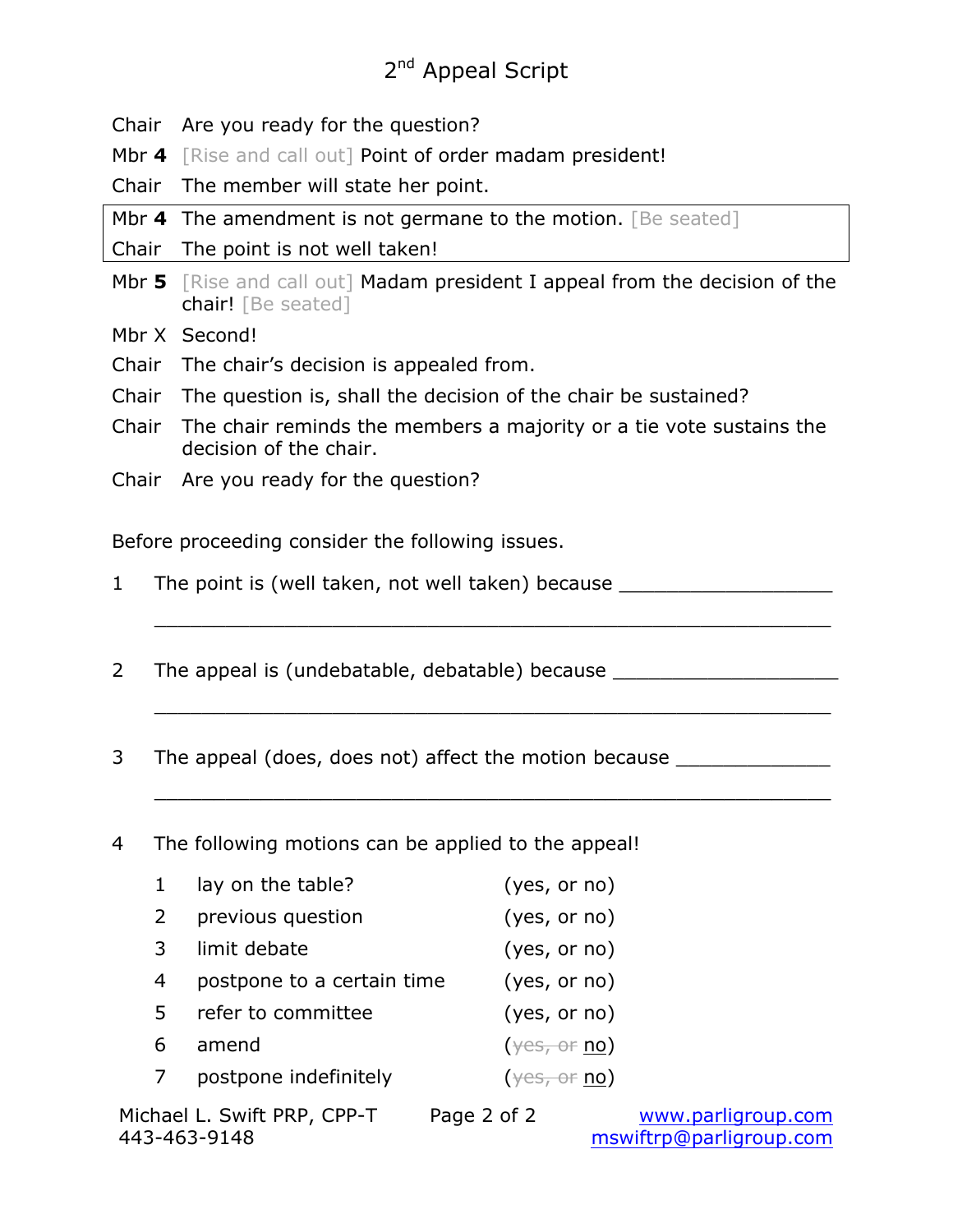# 2nd Appeal Script

| | |
|---|---|
| Chair | Are you ready for the question? |
| Mbr **4** | [Rise and call out] Point of order madam president! |
| Chair | The member will state her point. |
| Mbr **4** | The amendment is not germane to the motion. [Be seated] |
| Chair | The point is not well taken! |
| Mbr **5** | [Rise and call out] Madam president I appeal from the decision of the chair! [Be seated] |
| Mbr X | Second! |
| Chair | The chair's decision is appealed from. |
| Chair | The question is, shall the decision of the chair be sustained? |
| Chair | The chair reminds the members a majority or a tie vote sustains the decision of the chair. |
| Chair | Are you ready for the question? |

Before proceeding consider the following issues.

1. The point is (well taken, not well taken) because ___________________

   ___________________________________________________________

2. The appeal is (undebatable, debatable) because ____________________

   ___________________________________________________________

3. The appeal (does, does not) affect the motion because ______________

   ___________________________________________________________

4. The following motions can be applied to the appeal!

   1. lay on the table? (yes, or no)
   2. previous question (yes, or no)
   3. limit debate (yes, or no)
   4. postpone to a certain time (yes, or no)
   5. refer to committee (yes, or no)
   6. amend (~~yes, or~~ no)
   7. postpone indefinitely (~~yes, or~~ no)

Michael L. Swift PRP, CPP-T
443-463-9148

www.parligroup.com
mswiftrp@parligroup.com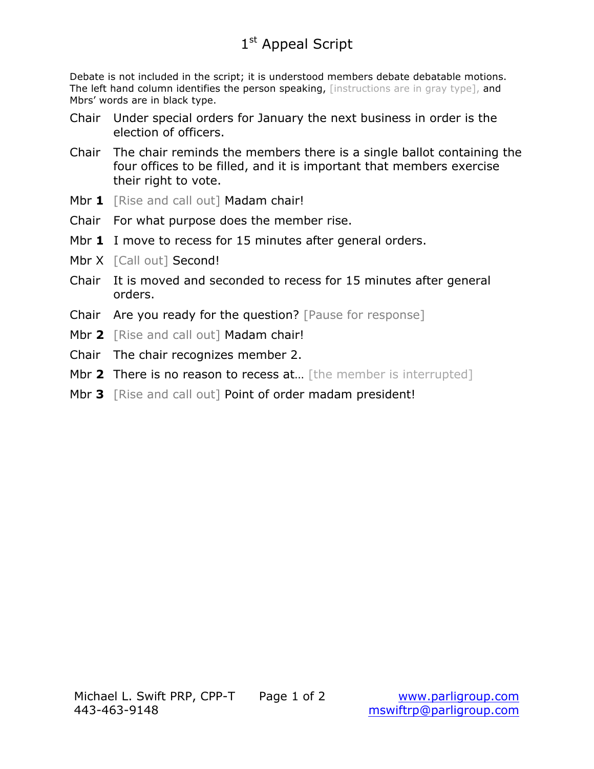# 1st Appeal Script

Debate is not included in the script; it is understood members debate debatable motions. The left hand column identifies the person speaking, [instructions are in gray type], and Mbrs' words are in black type.

| | |
|---|---|
| Chair | Under special orders for January the next business in order is the election of officers. |
| Chair | The chair reminds the members there is a single ballot containing the four offices to be filled, and it is important that members exercise their right to vote. |
| Mbr **1** | [Rise and call out] Madam chair! |
| Chair | For what purpose does the member rise. |
| Mbr **1** | I move to recess for 15 minutes after general orders. |
| Mbr X | [Call out] Second! |
| Chair | It is moved and seconded to recess for 15 minutes after general orders. |
| Chair | Are you ready for the question? [Pause for response] |
| Mbr **2** | [Rise and call out] Madam chair! |
| Chair | The chair recognizes member 2. |
| Mbr **2** | There is no reason to recess at… [the member is interrupted] |
| Mbr **3** | [Rise and call out] Point of order madam president! |

Michael L. Swift PRP, CPP-T
443-463-9148

www.parligroup.com
mswiftrp@parligroup.com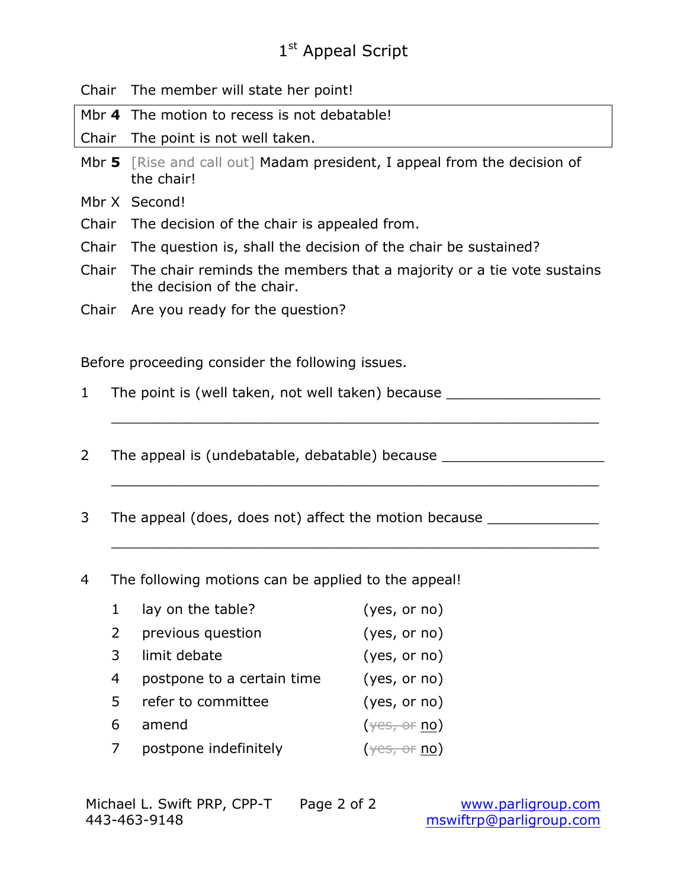# 1st Appeal Script

| | |
|---|---|
| Chair | The member will state her point! |
| Mbr **4** | The motion to recess is not debatable! |
| Chair | The point is not well taken. |
| Mbr **5** | [Rise and call out] Madam president, I appeal from the decision of the chair! |
| Mbr X | Second! |
| Chair | The decision of the chair is appealed from. |
| Chair | The question is, shall the decision of the chair be sustained? |
| Chair | The chair reminds the members that a majority or a tie vote sustains the decision of the chair. |
| Chair | Are you ready for the question? |

Before proceeding consider the following issues.

1 The point is (well taken, not well taken) because ___________________

___________________________________________________________

2 The appeal is (undebatable, debatable) because ____________________

___________________________________________________________

3 The appeal (does, does not) affect the motion because ______________

___________________________________________________________

4 The following motions can be applied to the appeal!

| | | |
|---|---|---|
| 1 | lay on the table? | (yes, or no) |
| 2 | previous question | (yes, or no) |
| 3 | limit debate | (yes, or no) |
| 4 | postpone to a certain time | (yes, or no) |
| 5 | refer to committee | (yes, or no) |
| 6 | amend | (~~yes, or~~ no) |
| 7 | postpone indefinitely | (~~yes, or~~ no) |

Michael L. Swift PRP, CPP-T
443-463-9148

www.parligroup.com
mswiftrp@parligroup.com